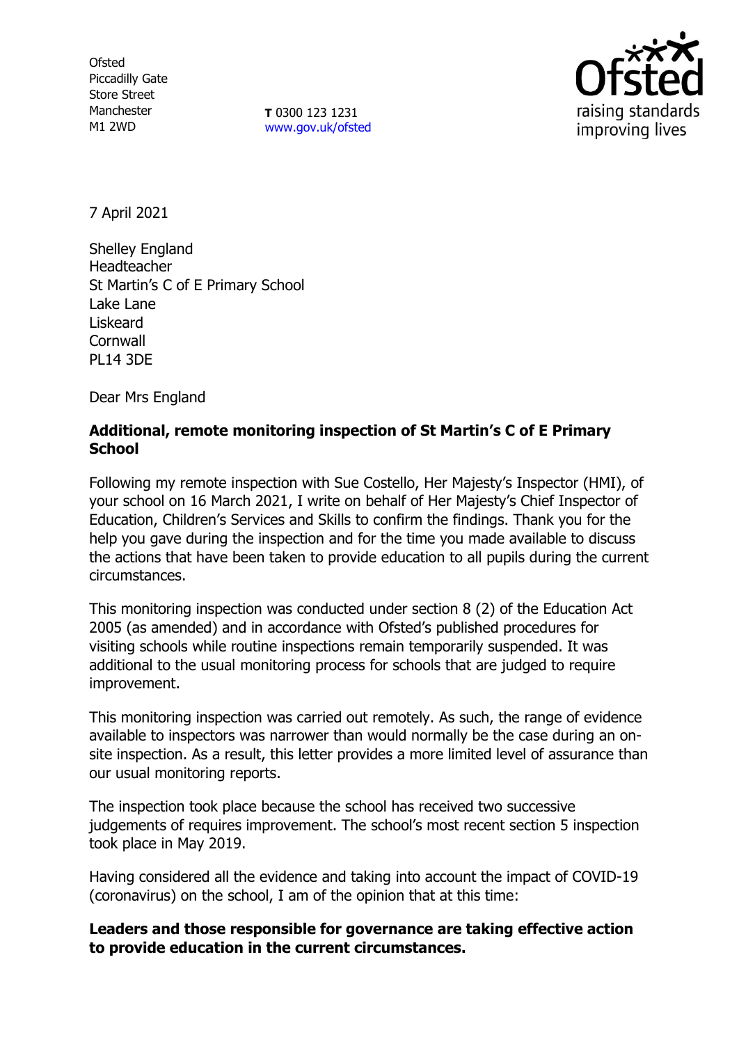Ofsted
Piccadilly Gate
Store Street
Manchester
M1 2WD

**T** 0300 123 1231
www.gov.uk/ofsted

7 April 2021

Shelley England
Headteacher
St Martin's C of E Primary School
Lake Lane
Liskeard
Cornwall
PL14 3DE

Dear Mrs England

**Additional, remote monitoring inspection of St Martin's C of E Primary School**

Following my remote inspection with Sue Costello, Her Majesty's Inspector (HMI), of your school on 16 March 2021, I write on behalf of Her Majesty's Chief Inspector of Education, Children's Services and Skills to confirm the findings. Thank you for the help you gave during the inspection and for the time you made available to discuss the actions that have been taken to provide education to all pupils during the current circumstances.

This monitoring inspection was conducted under section 8 (2) of the Education Act 2005 (as amended) and in accordance with Ofsted's published procedures for visiting schools while routine inspections remain temporarily suspended. It was additional to the usual monitoring process for schools that are judged to require improvement.

This monitoring inspection was carried out remotely. As such, the range of evidence available to inspectors was narrower than would normally be the case during an on-site inspection. As a result, this letter provides a more limited level of assurance than our usual monitoring reports.

The inspection took place because the school has received two successive judgements of requires improvement. The school's most recent section 5 inspection took place in May 2019.

Having considered all the evidence and taking into account the impact of COVID-19 (coronavirus) on the school, I am of the opinion that at this time:

**Leaders and those responsible for governance are taking effective action to provide education in the current circumstances.**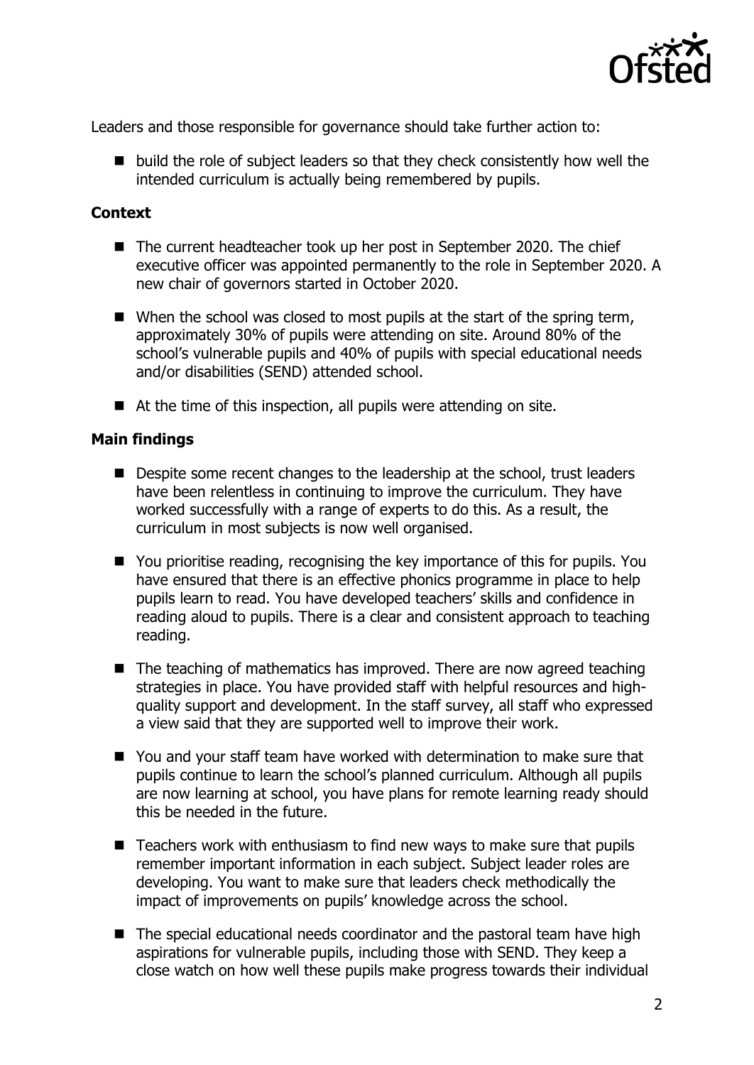Leaders and those responsible for governance should take further action to:

- build the role of subject leaders so that they check consistently how well the intended curriculum is actually being remembered by pupils.

**Context**

- The current headteacher took up her post in September 2020. The chief executive officer was appointed permanently to the role in September 2020. A new chair of governors started in October 2020.
- When the school was closed to most pupils at the start of the spring term, approximately 30% of pupils were attending on site. Around 80% of the school's vulnerable pupils and 40% of pupils with special educational needs and/or disabilities (SEND) attended school.
- At the time of this inspection, all pupils were attending on site.

**Main findings**

- Despite some recent changes to the leadership at the school, trust leaders have been relentless in continuing to improve the curriculum. They have worked successfully with a range of experts to do this. As a result, the curriculum in most subjects is now well organised.
- You prioritise reading, recognising the key importance of this for pupils. You have ensured that there is an effective phonics programme in place to help pupils learn to read. You have developed teachers' skills and confidence in reading aloud to pupils. There is a clear and consistent approach to teaching reading.
- The teaching of mathematics has improved. There are now agreed teaching strategies in place. You have provided staff with helpful resources and high-quality support and development. In the staff survey, all staff who expressed a view said that they are supported well to improve their work.
- You and your staff team have worked with determination to make sure that pupils continue to learn the school's planned curriculum. Although all pupils are now learning at school, you have plans for remote learning ready should this be needed in the future.
- Teachers work with enthusiasm to find new ways to make sure that pupils remember important information in each subject. Subject leader roles are developing. You want to make sure that leaders check methodically the impact of improvements on pupils' knowledge across the school.
- The special educational needs coordinator and the pastoral team have high aspirations for vulnerable pupils, including those with SEND. They keep a close watch on how well these pupils make progress towards their individual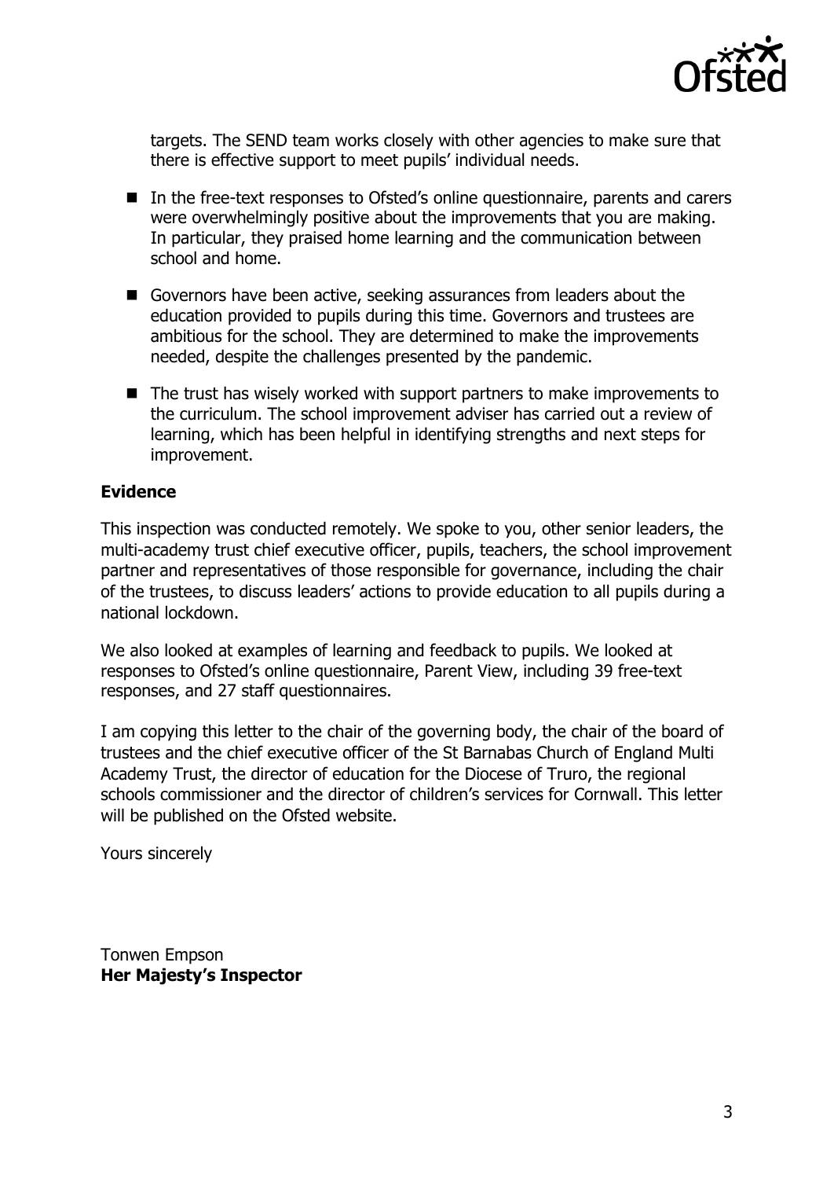targets. The SEND team works closely with other agencies to make sure that there is effective support to meet pupils' individual needs.

- In the free-text responses to Ofsted's online questionnaire, parents and carers were overwhelmingly positive about the improvements that you are making. In particular, they praised home learning and the communication between school and home.
- Governors have been active, seeking assurances from leaders about the education provided to pupils during this time. Governors and trustees are ambitious for the school. They are determined to make the improvements needed, despite the challenges presented by the pandemic.
- The trust has wisely worked with support partners to make improvements to the curriculum. The school improvement adviser has carried out a review of learning, which has been helpful in identifying strengths and next steps for improvement.

**Evidence**

This inspection was conducted remotely. We spoke to you, other senior leaders, the multi-academy trust chief executive officer, pupils, teachers, the school improvement partner and representatives of those responsible for governance, including the chair of the trustees, to discuss leaders' actions to provide education to all pupils during a national lockdown.

We also looked at examples of learning and feedback to pupils. We looked at responses to Ofsted's online questionnaire, Parent View, including 39 free-text responses, and 27 staff questionnaires.

I am copying this letter to the chair of the governing body, the chair of the board of trustees and the chief executive officer of the St Barnabas Church of England Multi Academy Trust, the director of education for the Diocese of Truro, the regional schools commissioner and the director of children's services for Cornwall. This letter will be published on the Ofsted website.

Yours sincerely

Tonwen Empson
**Her Majesty's Inspector**